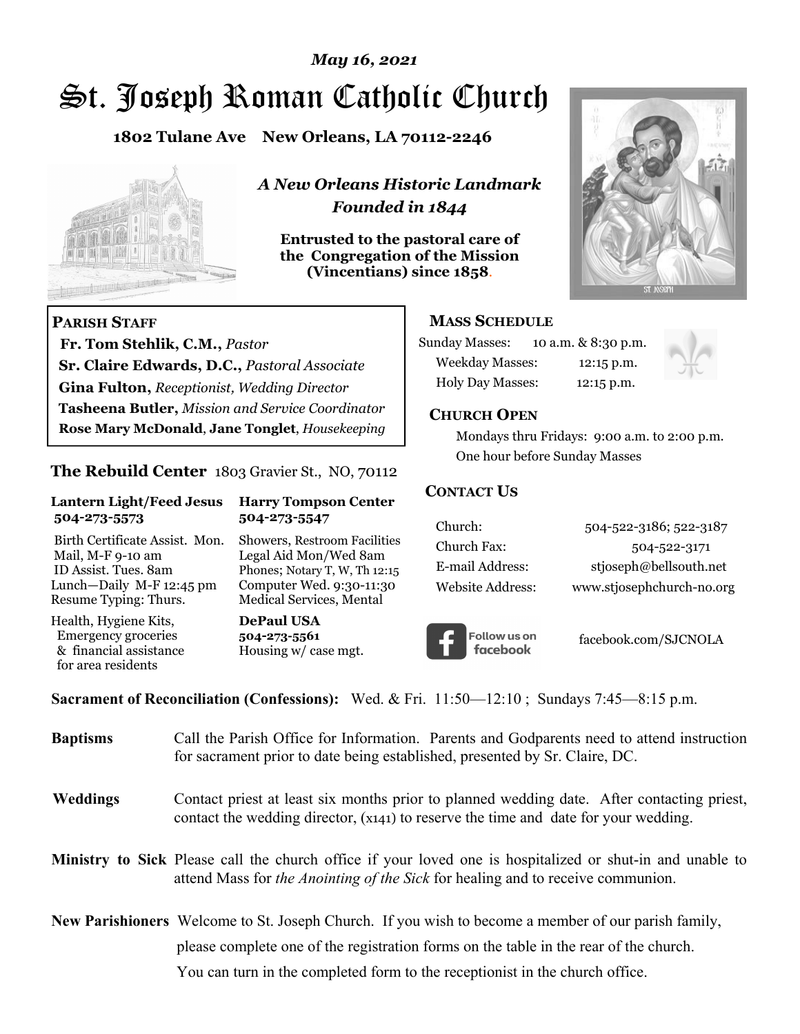*May 16, 2021*

# St. Joseph Roman Catholic Church

**1802 Tulane Ave New Orleans, LA 70112-2246**

***A New Orleans Historic Landmark***
***Founded in 1844***

**Entrusted to the pastoral care of the Congregation of the Mission (Vincentians) since 1858.**

**PARISH STAFF**

**Fr. Tom Stehlik, C.M.,** *Pastor*
**Sr. Claire Edwards, D.C.,** *Pastoral Associate*
**Gina Fulton,** *Receptionist, Wedding Director*
**Tasheena Butler,** *Mission and Service Coordinator*
**Rose Mary McDonald**, **Jane Tonglet**, *Housekeeping*

**The Rebuild Center** 1803 Gravier St., NO, 70112

**Lantern Light/Feed Jesus 504-273-5573**

Birth Certificate Assist. Mon.
Mail, M-F 9-10 am
ID Assist. Tues. 8am
Lunch—Daily M-F 12:45 pm
Resume Typing: Thurs.

Health, Hygiene Kits, Emergency groceries & financial assistance for area residents

**Harry Tompson Center 504-273-5547**

Showers, Restroom Facilities
Legal Aid Mon/Wed 8am
Phones; Notary T, W, Th 12:15
Computer Wed. 9:30-11:30
Medical Services, Mental

**DePaul USA**
**504-273-5561**
Housing w/ case mgt.

**MASS SCHEDULE**

Sunday Masses: 10 a.m. & 8:30 p.m.
Weekday Masses: 12:15 p.m.
Holy Day Masses: 12:15 p.m.

**CHURCH OPEN**

Mondays thru Fridays: 9:00 a.m. to 2:00 p.m.
One hour before Sunday Masses

**CONTACT US**

| | |
|---|---|
| Church: | 504-522-3186; 522-3187 |
| Church Fax: | 504-522-3171 |
| E-mail Address: | stjoseph@bellsouth.net |
| Website Address: | www.stjosephchurch-no.org |

Follow us on facebook — facebook.com/SJCNOLA

**Sacrament of Reconciliation (Confessions):** Wed. & Fri. 11:50—12:10 ; Sundays 7:45—8:15 p.m.

**Baptisms** Call the Parish Office for Information. Parents and Godparents need to attend instruction for sacrament prior to date being established, presented by Sr. Claire, DC.

**Weddings** Contact priest at least six months prior to planned wedding date. After contacting priest, contact the wedding director, (x141) to reserve the time and date for your wedding.

**Ministry to Sick** Please call the church office if your loved one is hospitalized or shut-in and unable to attend Mass for *the Anointing of the Sick* for healing and to receive communion.

**New Parishioners** Welcome to St. Joseph Church. If you wish to become a member of our parish family, please complete one of the registration forms on the table in the rear of the church. You can turn in the completed form to the receptionist in the church office.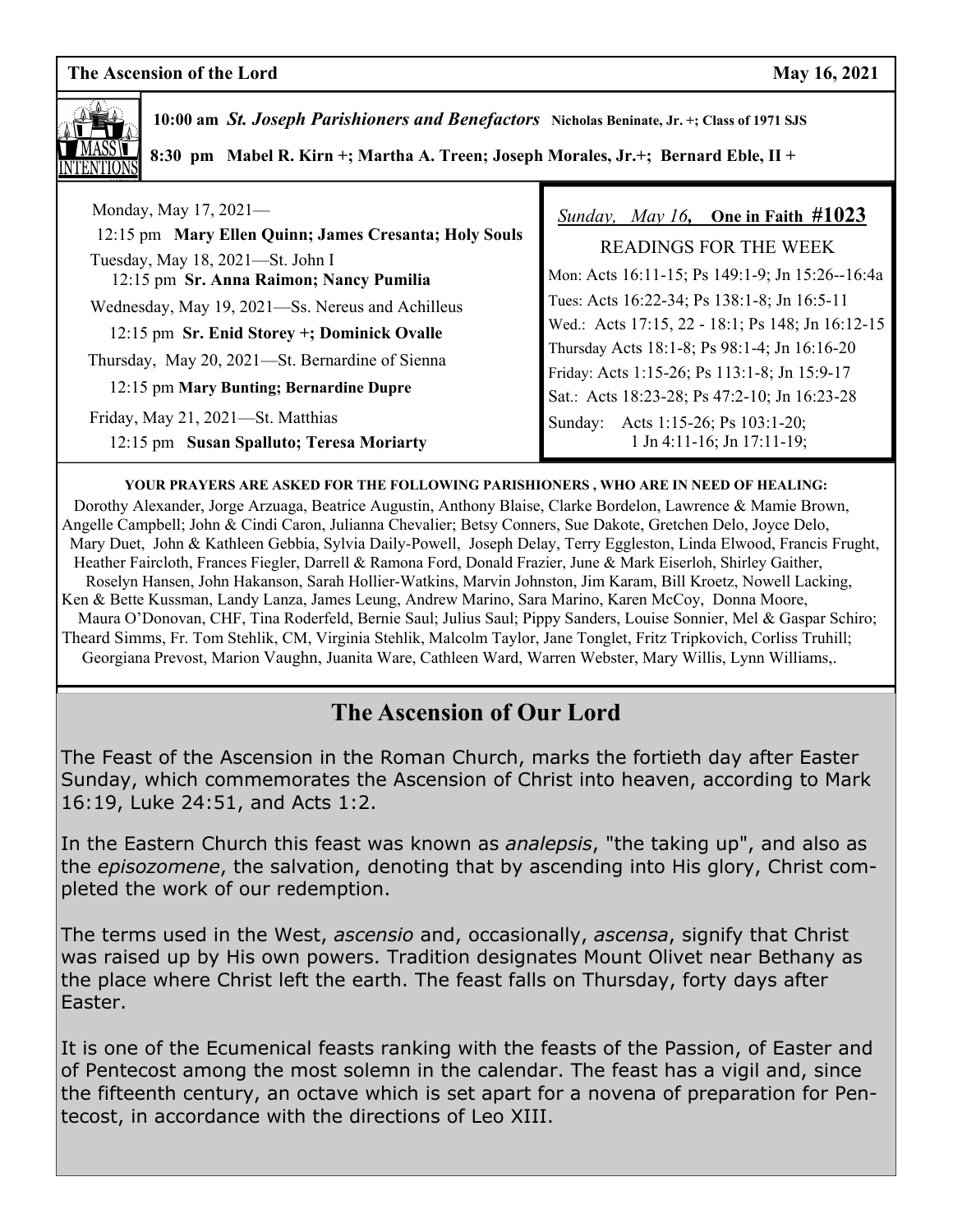**The Ascension of the Lord** **May 16, 2021**

MASS INTENTIONS

**10:00 am** ***St. Joseph Parishioners and Benefactors*** **Nicholas Beninate, Jr. +; Class of 1971 SJS**

**8:30 pm Mabel R. Kirn +; Martha A. Treen; Joseph Morales, Jr.+; Bernard Eble, II +**

Monday, May 17, 2021—

12:15 pm **Mary Ellen Quinn; James Cresanta; Holy Souls**

Tuesday, May 18, 2021—St. John I

12:15 pm **Sr. Anna Raimon; Nancy Pumilia**

Wednesday, May 19, 2021—Ss. Nereus and Achilleus

12:15 pm **Sr. Enid Storey +; Dominick Ovalle**

Thursday, May 20, 2021—St. Bernardine of Sienna

12:15 pm **Mary Bunting; Bernardine Dupre**

Friday, May 21, 2021—St. Matthias

12:15 pm **Susan Spalluto; Teresa Moriarty**

*Sunday, May 16*, **One in Faith #1023**

READINGS FOR THE WEEK

Mon: Acts 16:11-15; Ps 149:1-9; Jn 15:26--16:4a
Tues: Acts 16:22-34; Ps 138:1-8; Jn 16:5-11
Wed.: Acts 17:15, 22 - 18:1; Ps 148; Jn 16:12-15
Thursday Acts 18:1-8; Ps 98:1-4; Jn 16:16-20
Friday: Acts 1:15-26; Ps 113:1-8; Jn 15:9-17
Sat.: Acts 18:23-28; Ps 47:2-10; Jn 16:23-28
Sunday: Acts 1:15-26; Ps 103:1-20; 1 Jn 4:11-16; Jn 17:11-19;

**YOUR PRAYERS ARE ASKED FOR THE FOLLOWING PARISHIONERS , WHO ARE IN NEED OF HEALING:**

Dorothy Alexander, Jorge Arzuaga, Beatrice Augustin, Anthony Blaise, Clarke Bordelon, Lawrence & Mamie Brown, Angelle Campbell; John & Cindi Caron, Julianna Chevalier; Betsy Conners, Sue Dakote, Gretchen Delo, Joyce Delo, Mary Duet, John & Kathleen Gebbia, Sylvia Daily-Powell, Joseph Delay, Terry Eggleston, Linda Elwood, Francis Frught, Heather Faircloth, Frances Fiegler, Darrell & Ramona Ford, Donald Frazier, June & Mark Eiserloh, Shirley Gaither, Roselyn Hansen, John Hakanson, Sarah Hollier-Watkins, Marvin Johnston, Jim Karam, Bill Kroetz, Nowell Lacking, Ken & Bette Kussman, Landy Lanza, James Leung, Andrew Marino, Sara Marino, Karen McCoy, Donna Moore, Maura O'Donovan, CHF, Tina Roderfeld, Bernie Saul; Julius Saul; Pippy Sanders, Louise Sonnier, Mel & Gaspar Schiro; Theard Simms, Fr. Tom Stehlik, CM, Virginia Stehlik, Malcolm Taylor, Jane Tonglet, Fritz Tripkovich, Corliss Truhill; Georgiana Prevost, Marion Vaughn, Juanita Ware, Cathleen Ward, Warren Webster, Mary Willis, Lynn Williams,.

## The Ascension of Our Lord

The Feast of the Ascension in the Roman Church, marks the fortieth day after Easter Sunday, which commemorates the Ascension of Christ into heaven, according to Mark 16:19, Luke 24:51, and Acts 1:2.

In the Eastern Church this feast was known as *analepsis*, "the taking up", and also as the *episozomene*, the salvation, denoting that by ascending into His glory, Christ completed the work of our redemption.

The terms used in the West, *ascensio* and, occasionally, *ascensa*, signify that Christ was raised up by His own powers. Tradition designates Mount Olivet near Bethany as the place where Christ left the earth. The feast falls on Thursday, forty days after Easter.

It is one of the Ecumenical feasts ranking with the feasts of the Passion, of Easter and of Pentecost among the most solemn in the calendar. The feast has a vigil and, since the fifteenth century, an octave which is set apart for a novena of preparation for Pentecost, in accordance with the directions of Leo XIII.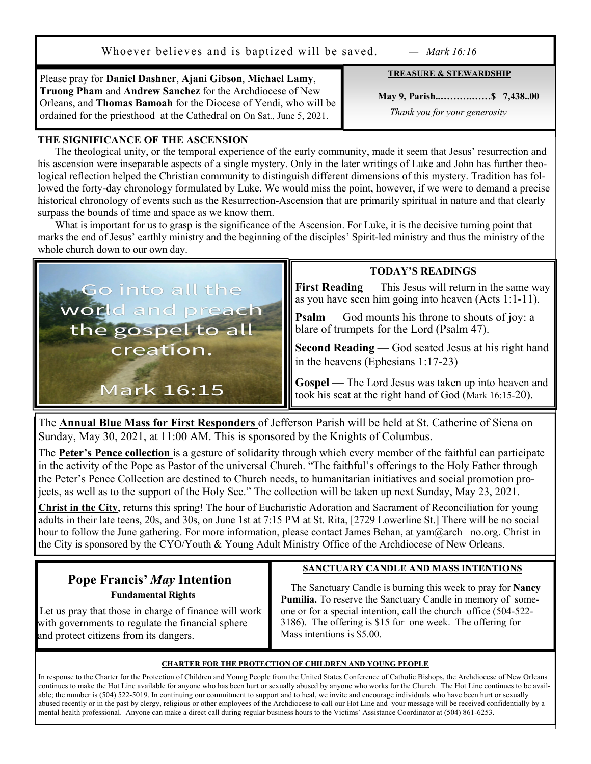Whoever believes and is baptized will be saved. — *Mark 16:16*

Please pray for **Daniel Dashner**, **Ajani Gibson**, **Michael Lamy**, **Truong Pham** and **Andrew Sanchez** for the Archdiocese of New Orleans, and **Thomas Bamoah** for the Diocese of Yendi, who will be ordained for the priesthood at the Cathedral on On Sat., June 5, 2021.

**TREASURE & STEWARDSHIP**

**May 9, Parish..…………….…$ 7,438..00**

*Thank you for your generosity*

## THE SIGNIFICANCE OF THE ASCENSION

The theological unity, or the temporal experience of the early community, made it seem that Jesus' resurrection and his ascension were inseparable aspects of a single mystery. Only in the later writings of Luke and John has further theological reflection helped the Christian community to distinguish different dimensions of this mystery. Tradition has followed the forty-day chronology formulated by Luke. We would miss the point, however, if we were to demand a precise historical chronology of events such as the Resurrection-Ascension that are primarily spiritual in nature and that clearly surpass the bounds of time and space as we know them.

What is important for us to grasp is the significance of the Ascension. For Luke, it is the decisive turning point that marks the end of Jesus' earthly ministry and the beginning of the disciples' Spirit-led ministry and thus the ministry of the whole church down to our own day.

Go into all the world and preach the gospel to all creation.

Mark 16:15

## TODAY'S READINGS

**First Reading** — This Jesus will return in the same way as you have seen him going into heaven (Acts 1:1-11).

**Psalm** — God mounts his throne to shouts of joy: a blare of trumpets for the Lord (Psalm 47).

**Second Reading** — God seated Jesus at his right hand in the heavens (Ephesians 1:17-23)

**Gospel** — The Lord Jesus was taken up into heaven and took his seat at the right hand of God (Mark 16:15-20).

The **Annual Blue Mass for First Responders** of Jefferson Parish will be held at St. Catherine of Siena on Sunday, May 30, 2021, at 11:00 AM. This is sponsored by the Knights of Columbus.

The **Peter's Pence collection** is a gesture of solidarity through which every member of the faithful can participate in the activity of the Pope as Pastor of the universal Church. "The faithful's offerings to the Holy Father through the Peter's Pence Collection are destined to Church needs, to humanitarian initiatives and social promotion projects, as well as to the support of the Holy See." The collection will be taken up next Sunday, May 23, 2021.

**Christ in the City**, returns this spring! The hour of Eucharistic Adoration and Sacrament of Reconciliation for young adults in their late teens, 20s, and 30s, on June 1st at 7:15 PM at St. Rita, [2729 Lowerline St.] There will be no social hour to follow the June gathering. For more information, please contact James Behan, at yam@arch no.org. Christ in the City is sponsored by the CYO/Youth & Young Adult Ministry Office of the Archdiocese of New Orleans.

## Pope Francis' *May* Intention

**Fundamental Rights**

Let us pray that those in charge of finance will work with governments to regulate the financial sphere and protect citizens from its dangers.

**SANCTUARY CANDLE AND MASS INTENTIONS**

The Sanctuary Candle is burning this week to pray for **Nancy Pumilia.** To reserve the Sanctuary Candle in memory of someone or for a special intention, call the church office (504-522-3186). The offering is $15 for one week. The offering for Mass intentions is $5.00.

**CHARTER FOR THE PROTECTION OF CHILDREN AND YOUNG PEOPLE**

In response to the Charter for the Protection of Children and Young People from the United States Conference of Catholic Bishops, the Archdiocese of New Orleans continues to make the Hot Line available for anyone who has been hurt or sexually abused by anyone who works for the Church. The Hot Line continues to be available; the number is (504) 522-5019. In continuing our commitment to support and to heal, we invite and encourage individuals who have been hurt or sexually abused recently or in the past by clergy, religious or other employees of the Archdiocese to call our Hot Line and your message will be received confidentially by a mental health professional. Anyone can make a direct call during regular business hours to the Victims' Assistance Coordinator at (504) 861-6253.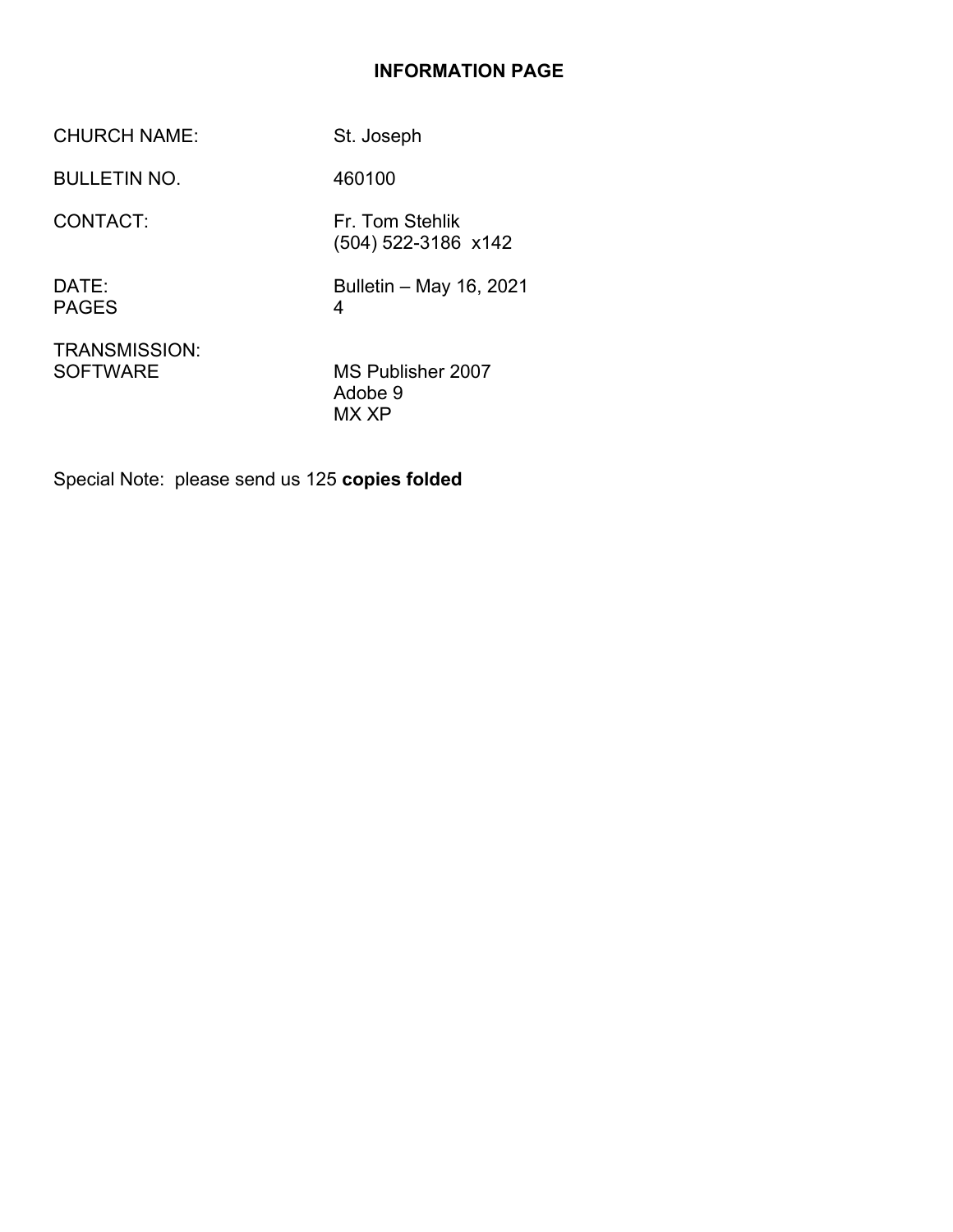# INFORMATION PAGE

| | |
|---|---|
| CHURCH NAME: | St. Joseph |
| BULLETIN NO. | 460100 |
| CONTACT: | Fr. Tom Stehlik<br>(504) 522-3186 x142 |
| DATE:<br>PAGES | Bulletin – May 16, 2021<br>4 |
| TRANSMISSION:<br>SOFTWARE | <br>MS Publisher 2007<br>Adobe 9<br>MX XP |

Special Note: please send us 125 **copies folded**